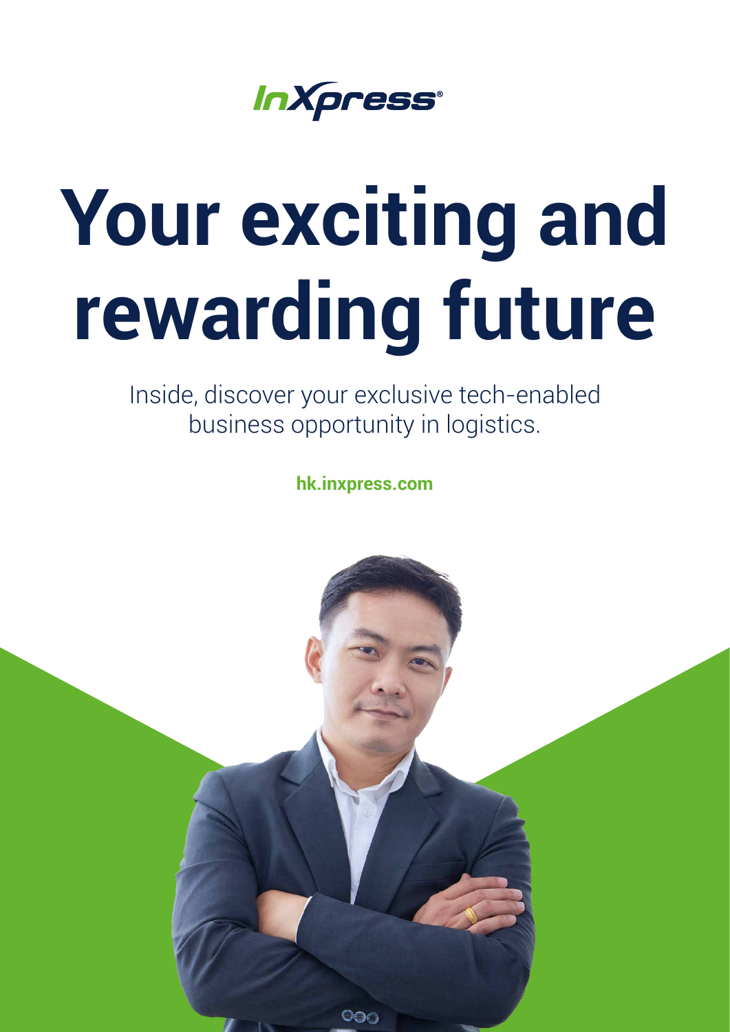InXpress®

# Your exciting and rewarding future

Inside, discover your exclusive tech-enabled business opportunity in logistics.

**hk.inxpress.com**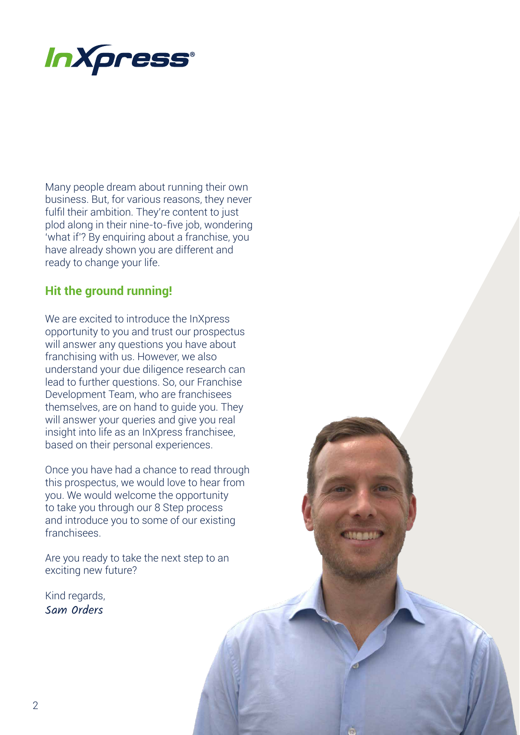Many people dream about running their own business. But, for various reasons, they never fulfil their ambition. They're content to just plod along in their nine-to-five job, wondering 'what if'? By enquiring about a franchise, you have already shown you are different and ready to change your life.

## Hit the ground running!

We are excited to introduce the InXpress opportunity to you and trust our prospectus will answer any questions you have about franchising with us. However, we also understand your due diligence research can lead to further questions. So, our Franchise Development Team, who are franchisees themselves, are on hand to guide you. They will answer your queries and give you real insight into life as an InXpress franchisee, based on their personal experiences.

Once you have had a chance to read through this prospectus, we would love to hear from you. We would welcome the opportunity to take you through our 8 Step process and introduce you to some of our existing franchisees.

Are you ready to take the next step to an exciting new future?

Kind regards,
*Sam Orders*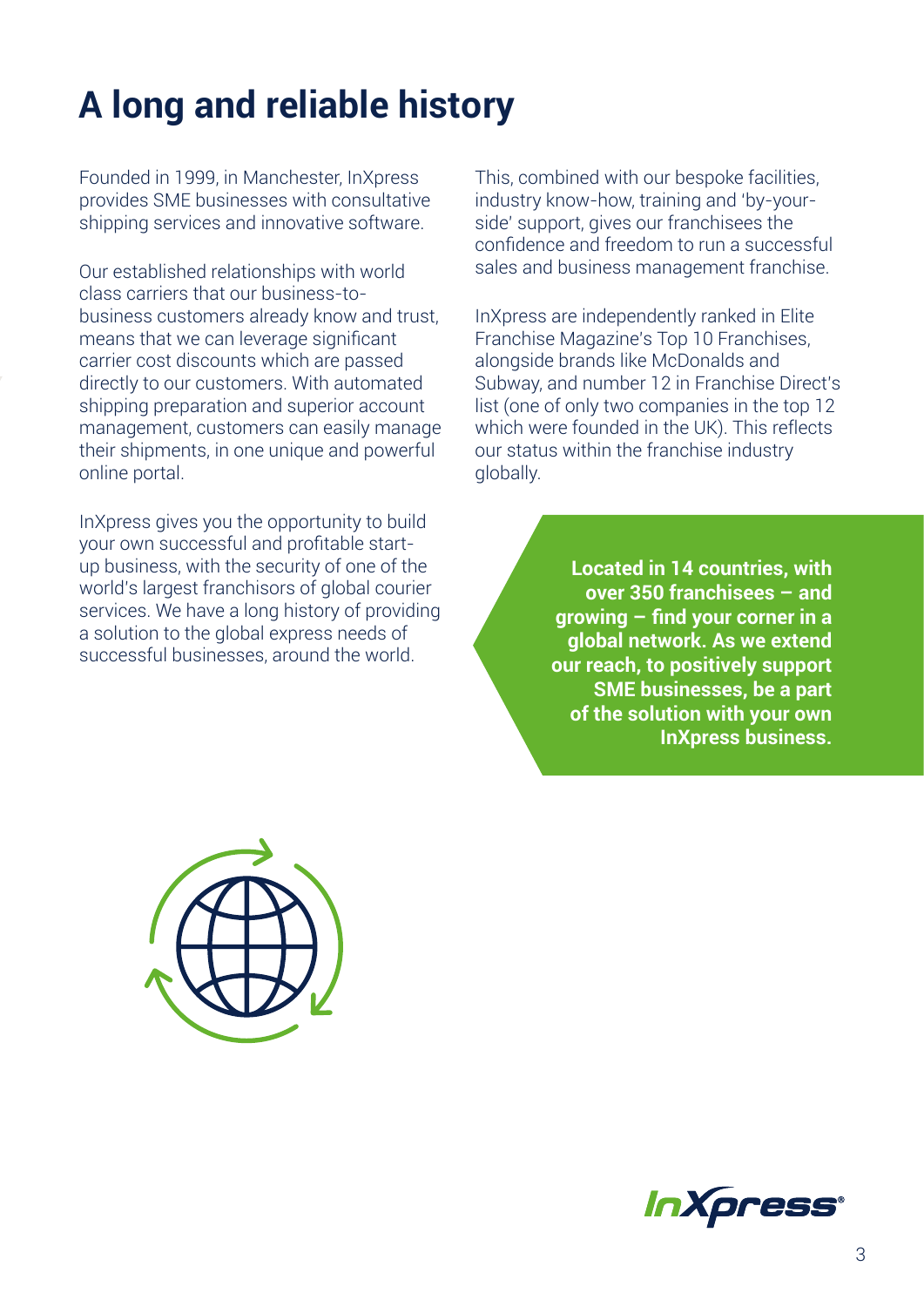# A long and reliable history

Founded in 1999, in Manchester, InXpress provides SME businesses with consultative shipping services and innovative software.

Our established relationships with world class carriers that our business-to-business customers already know and trust, means that we can leverage significant carrier cost discounts which are passed directly to our customers. With automated shipping preparation and superior account management, customers can easily manage their shipments, in one unique and powerful online portal.

InXpress gives you the opportunity to build your own successful and profitable start-up business, with the security of one of the world's largest franchisors of global courier services. We have a long history of providing a solution to the global express needs of successful businesses, around the world.

This, combined with our bespoke facilities, industry know-how, training and 'by-your-side' support, gives our franchisees the confidence and freedom to run a successful sales and business management franchise.

InXpress are independently ranked in Elite Franchise Magazine's Top 10 Franchises, alongside brands like McDonalds and Subway, and number 12 in Franchise Direct's list (one of only two companies in the top 12 which were founded in the UK). This reflects our status within the franchise industry globally.

**Located in 14 countries, with over 350 franchisees – and growing – find your corner in a global network. As we extend our reach, to positively support SME businesses, be a part of the solution with your own InXpress business.**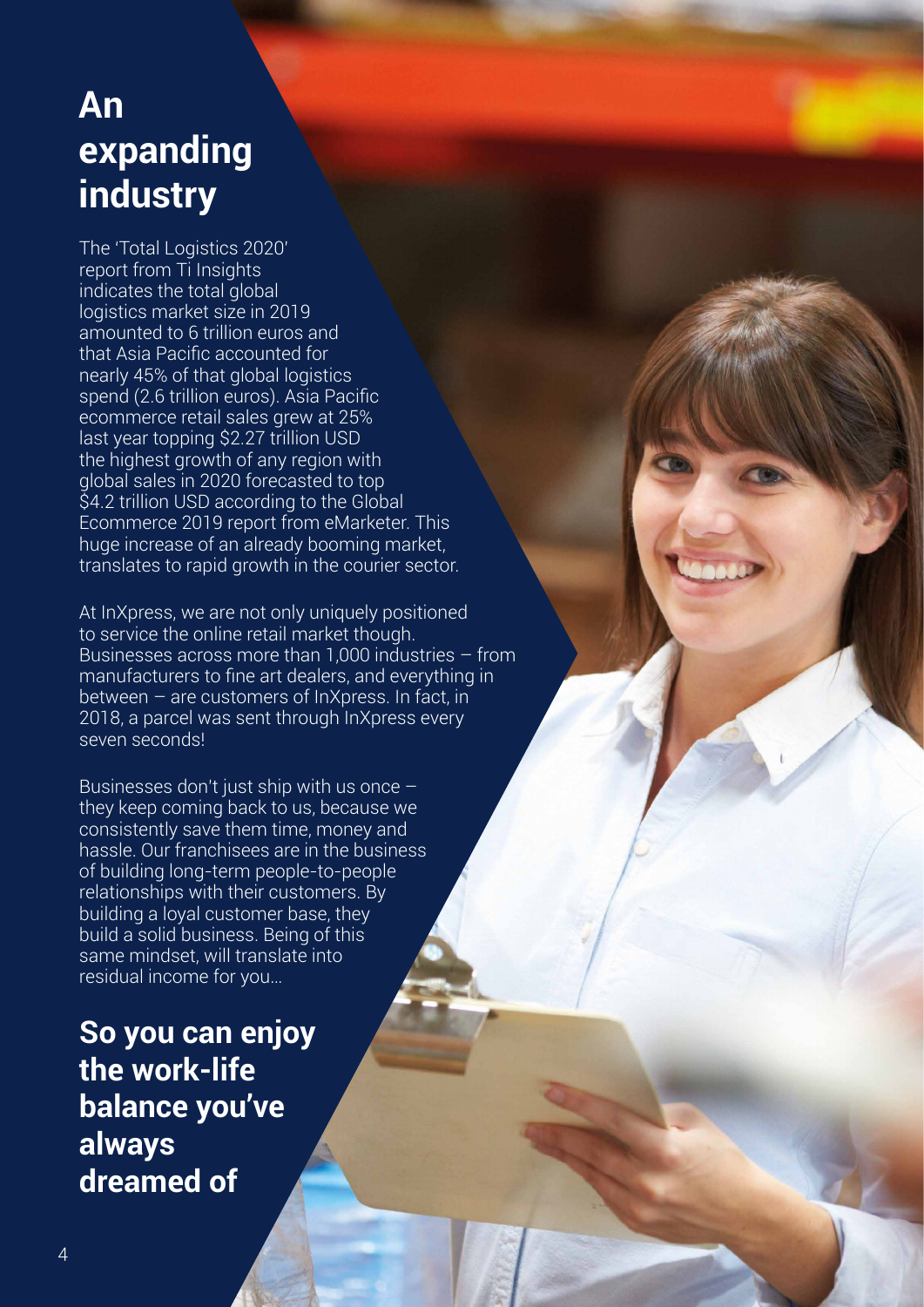# An expanding industry

The 'Total Logistics 2020' report from Ti Insights indicates the total global logistics market size in 2019 amounted to 6 trillion euros and that Asia Pacific accounted for nearly 45% of that global logistics spend (2.6 trillion euros). Asia Pacific ecommerce retail sales grew at 25% last year topping $2.27 trillion USD the highest growth of any region with global sales in 2020 forecasted to top $4.2 trillion USD according to the Global Ecommerce 2019 report from eMarketer. This huge increase of an already booming market, translates to rapid growth in the courier sector.

At InXpress, we are not only uniquely positioned to service the online retail market though. Businesses across more than 1,000 industries – from manufacturers to fine art dealers, and everything in between – are customers of InXpress. In fact, in 2018, a parcel was sent through InXpress every seven seconds!

Businesses don't just ship with us once – they keep coming back to us, because we consistently save them time, money and hassle. Our franchisees are in the business of building long-term people-to-people relationships with their customers. By building a loyal customer base, they build a solid business. Being of this same mindset, will translate into residual income for you...

## So you can enjoy the work-life balance you've always dreamed of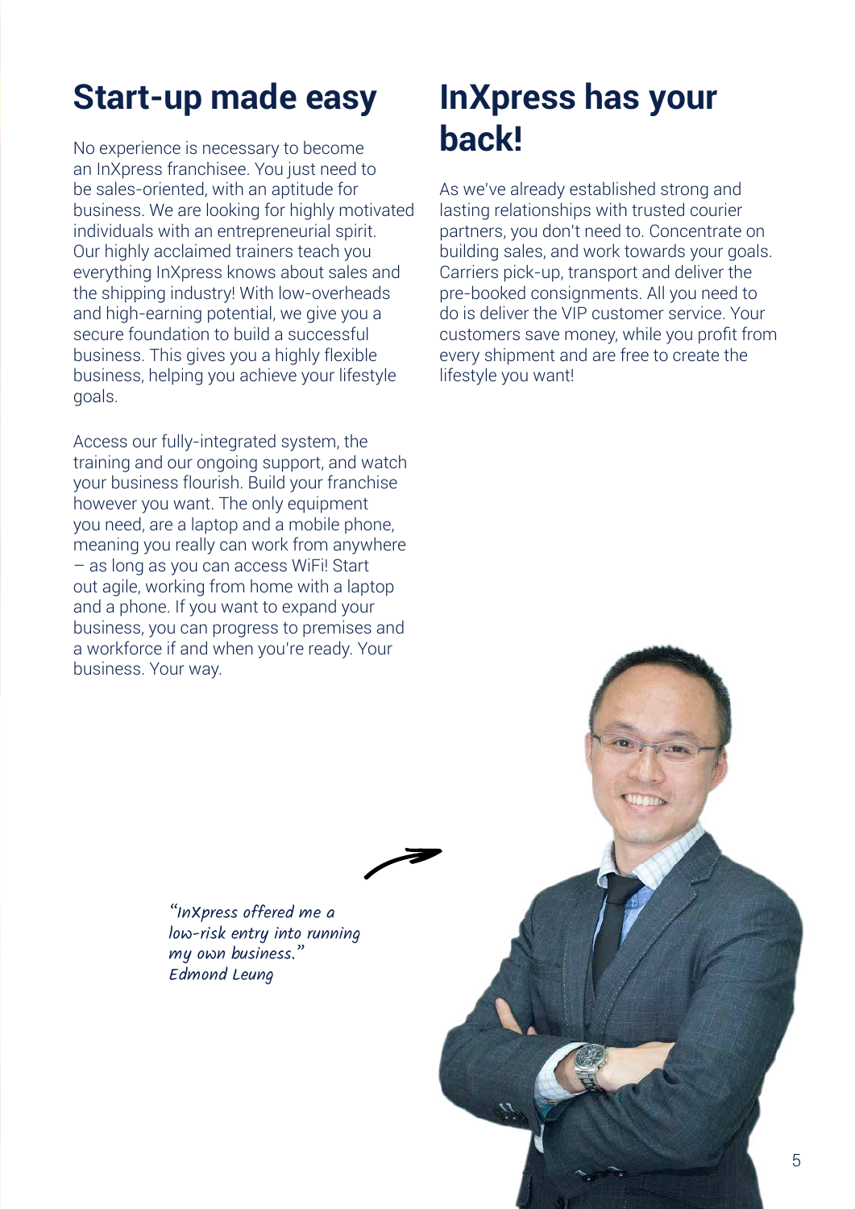## Start-up made easy

No experience is necessary to become an InXpress franchisee. You just need to be sales-oriented, with an aptitude for business. We are looking for highly motivated individuals with an entrepreneurial spirit. Our highly acclaimed trainers teach you everything InXpress knows about sales and the shipping industry! With low-overheads and high-earning potential, we give you a secure foundation to build a successful business. This gives you a highly flexible business, helping you achieve your lifestyle goals.

Access our fully-integrated system, the training and our ongoing support, and watch your business flourish. Build your franchise however you want. The only equipment you need, are a laptop and a mobile phone, meaning you really can work from anywhere – as long as you can access WiFi! Start out agile, working from home with a laptop and a phone. If you want to expand your business, you can progress to premises and a workforce if and when you're ready. Your business. Your way.

## InXpress has your back!

As we've already established strong and lasting relationships with trusted courier partners, you don't need to. Concentrate on building sales, and work towards your goals. Carriers pick-up, transport and deliver the pre-booked consignments. All you need to do is deliver the VIP customer service. Your customers save money, while you profit from every shipment and are free to create the lifestyle you want!

*"InXpress offered me a low-risk entry into running my own business."*
*Edmond Leung*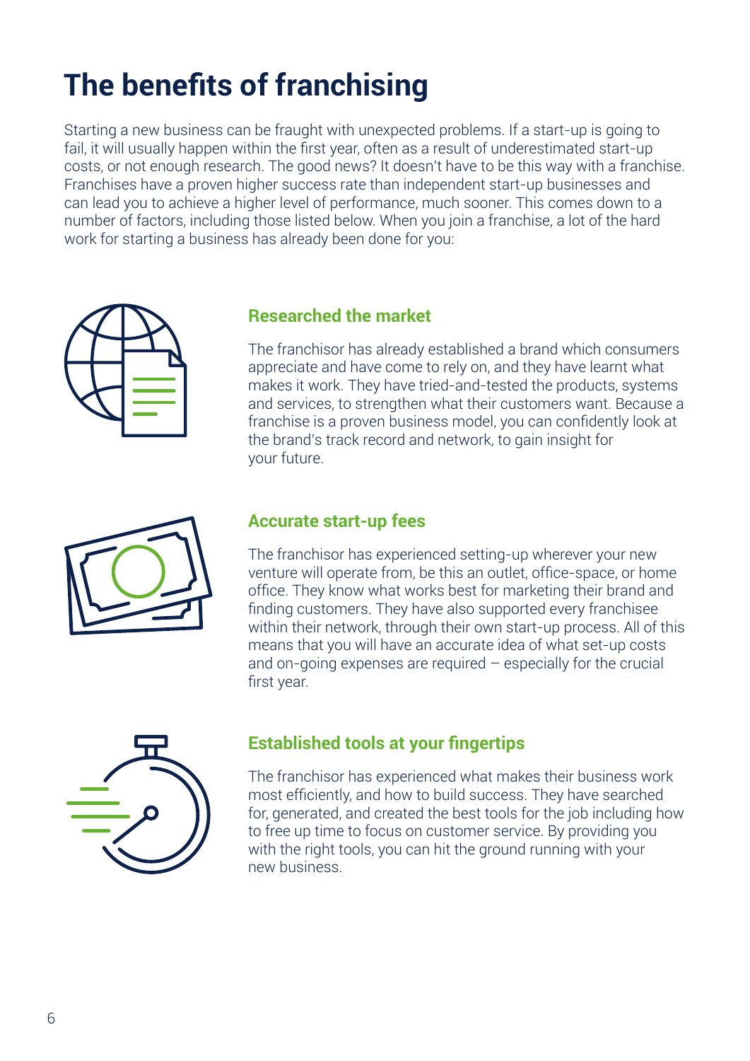# The benefits of franchising

Starting a new business can be fraught with unexpected problems. If a start-up is going to fail, it will usually happen within the first year, often as a result of underestimated start-up costs, or not enough research. The good news? It doesn't have to be this way with a franchise. Franchises have a proven higher success rate than independent start-up businesses and can lead you to achieve a higher level of performance, much sooner. This comes down to a number of factors, including those listed below. When you join a franchise, a lot of the hard work for starting a business has already been done for you:

## Researched the market

The franchisor has already established a brand which consumers appreciate and have come to rely on, and they have learnt what makes it work. They have tried-and-tested the products, systems and services, to strengthen what their customers want. Because a franchise is a proven business model, you can confidently look at the brand's track record and network, to gain insight for your future.

## Accurate start-up fees

The franchisor has experienced setting-up wherever your new venture will operate from, be this an outlet, office-space, or home office. They know what works best for marketing their brand and finding customers. They have also supported every franchisee within their network, through their own start-up process. All of this means that you will have an accurate idea of what set-up costs and on-going expenses are required – especially for the crucial first year.

## Established tools at your fingertips

The franchisor has experienced what makes their business work most efficiently, and how to build success. They have searched for, generated, and created the best tools for the job including how to free up time to focus on customer service. By providing you with the right tools, you can hit the ground running with your new business.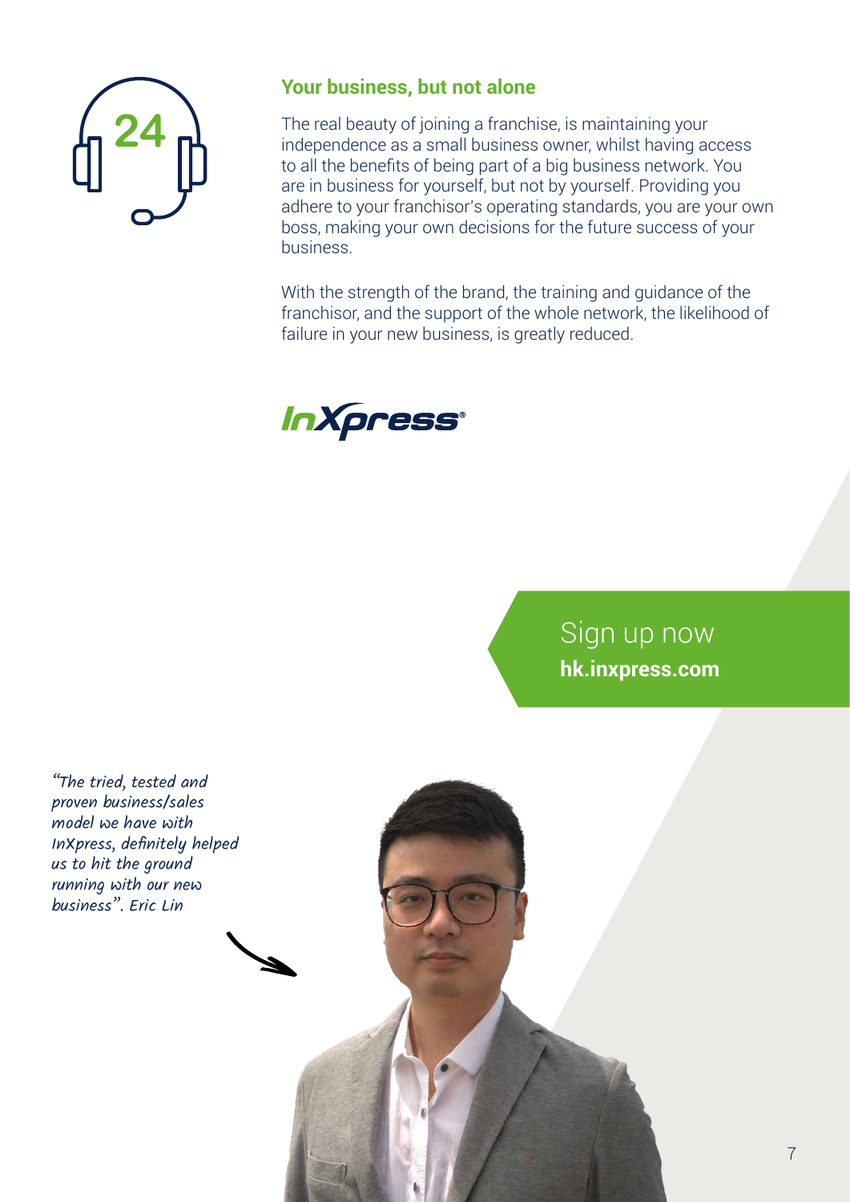## Your business, but not alone

The real beauty of joining a franchise, is maintaining your independence as a small business owner, whilst having access to all the benefits of being part of a big business network. You are in business for yourself, but not by yourself. Providing you adhere to your franchisor's operating standards, you are your own boss, making your own decisions for the future success of your business.

With the strength of the brand, the training and guidance of the franchisor, and the support of the whole network, the likelihood of failure in your new business, is greatly reduced.

InXpress®

Sign up now
**hk.inxpress.com**

*"The tried, tested and proven business/sales model we have with InXpress, definitely helped us to hit the ground running with our new business". Eric Lin*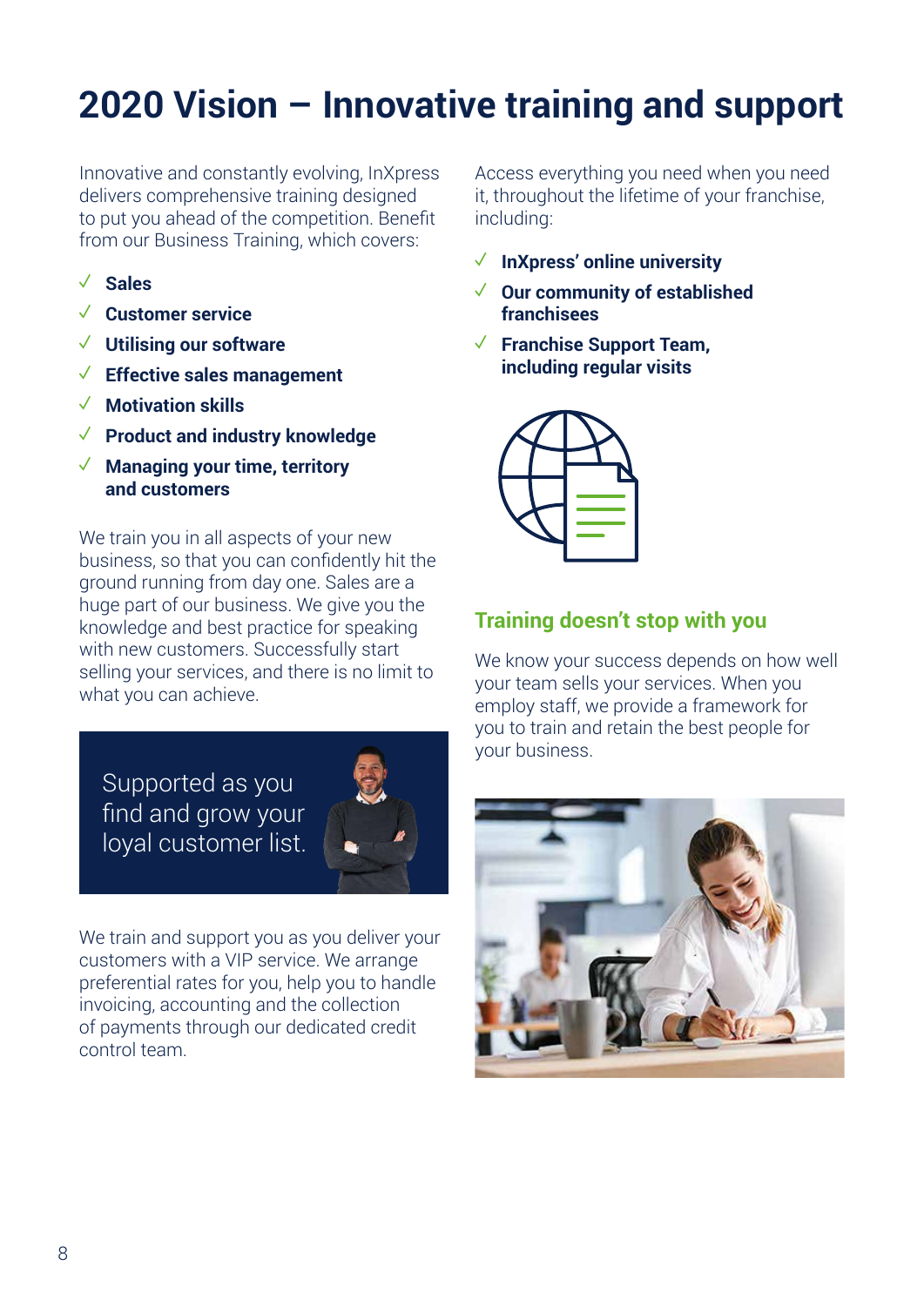# 2020 Vision – Innovative training and support

Innovative and constantly evolving, InXpress delivers comprehensive training designed to put you ahead of the competition. Benefit from our Business Training, which covers:

- ✓ **Sales**
- ✓ **Customer service**
- ✓ **Utilising our software**
- ✓ **Effective sales management**
- ✓ **Motivation skills**
- ✓ **Product and industry knowledge**
- ✓ **Managing your time, territory and customers**

We train you in all aspects of your new business, so that you can confidently hit the ground running from day one. Sales are a huge part of our business. We give you the knowledge and best practice for speaking with new customers. Successfully start selling your services, and there is no limit to what you can achieve.

Supported as you find and grow your loyal customer list.

We train and support you as you deliver your customers with a VIP service. We arrange preferential rates for you, help you to handle invoicing, accounting and the collection of payments through our dedicated credit control team.

Access everything you need when you need it, throughout the lifetime of your franchise, including:

- ✓ **InXpress' online university**
- ✓ **Our community of established franchisees**
- ✓ **Franchise Support Team, including regular visits**

## Training doesn't stop with you

We know your success depends on how well your team sells your services. When you employ staff, we provide a framework for you to train and retain the best people for your business.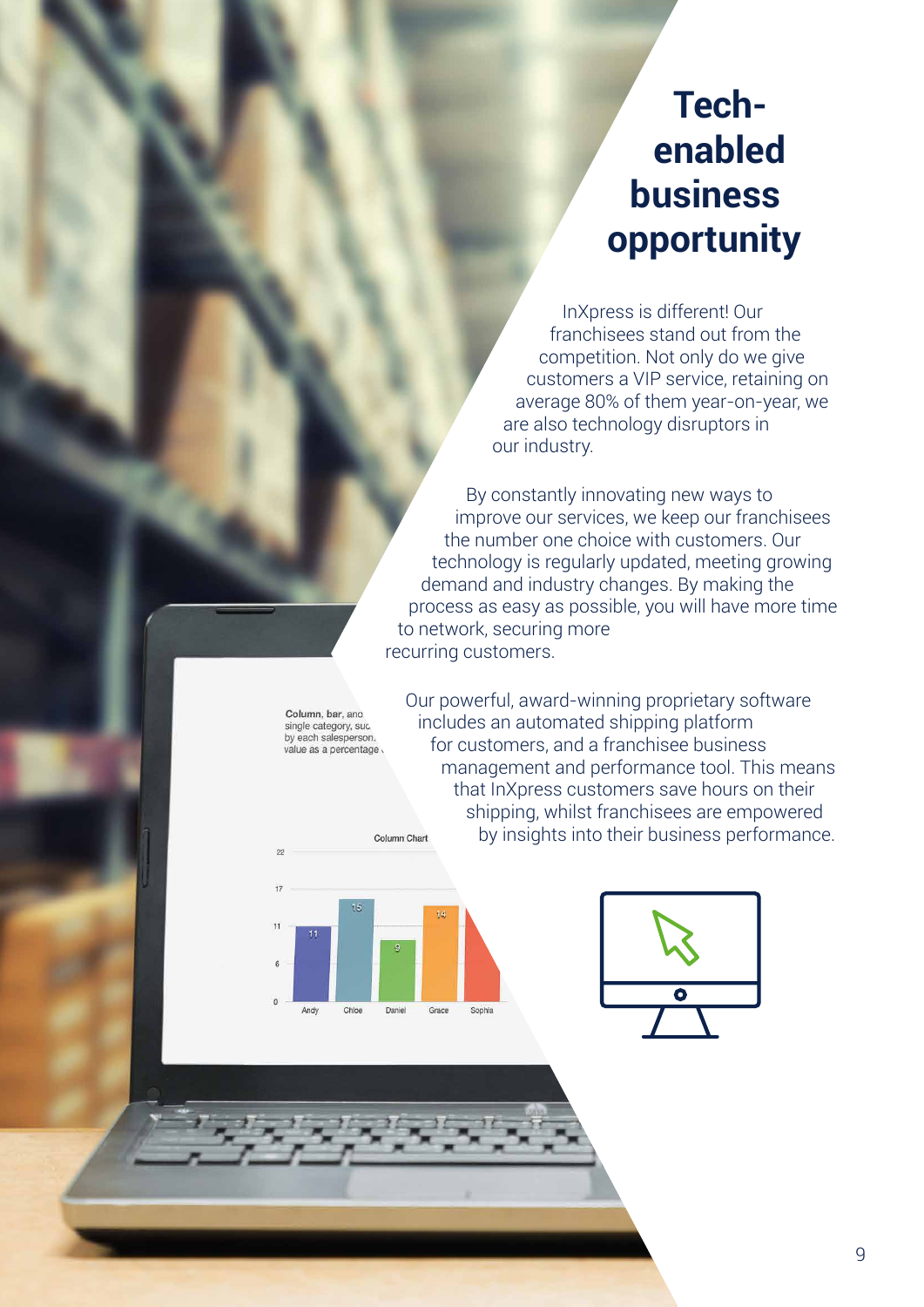# Tech-enabled business opportunity

InXpress is different! Our franchisees stand out from the competition. Not only do we give customers a VIP service, retaining on average 80% of them year-on-year, we are also technology disruptors in our industry.

By constantly innovating new ways to improve our services, we keep our franchisees the number one choice with customers. Our technology is regularly updated, meeting growing demand and industry changes. By making the process as easy as possible, you will have more time to network, securing more recurring customers.

Our powerful, award-winning proprietary software includes an automated shipping platform for customers, and a franchisee business management and performance tool. This means that InXpress customers save hours on their shipping, whilst franchisees are empowered by insights into their business performance.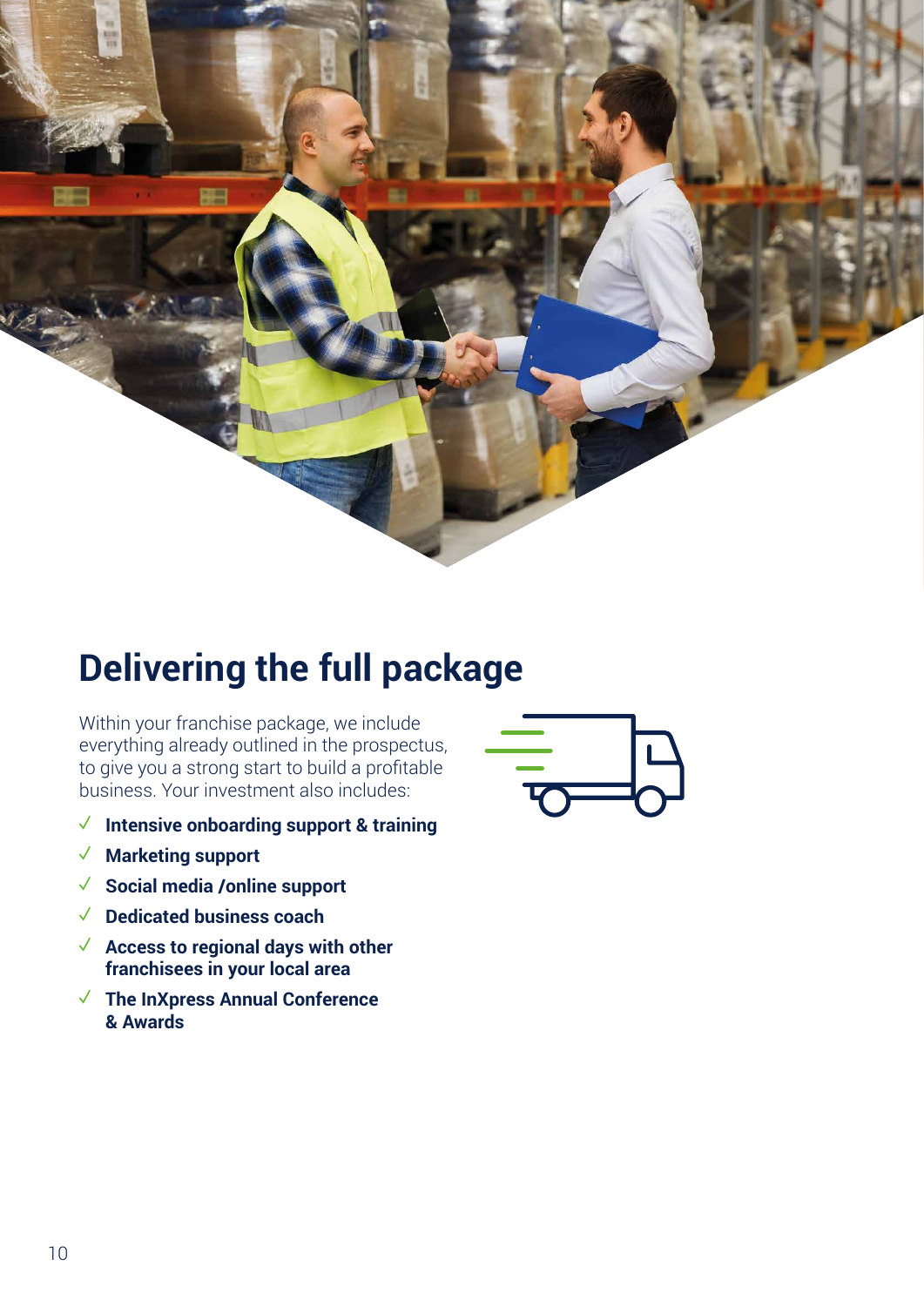# Delivering the full package

Within your franchise package, we include everything already outlined in the prospectus, to give you a strong start to build a profitable business. Your investment also includes:

- ✓ **Intensive onboarding support & training**
- ✓ **Marketing support**
- ✓ **Social media /online support**
- ✓ **Dedicated business coach**
- ✓ **Access to regional days with other franchisees in your local area**
- ✓ **The InXpress Annual Conference & Awards**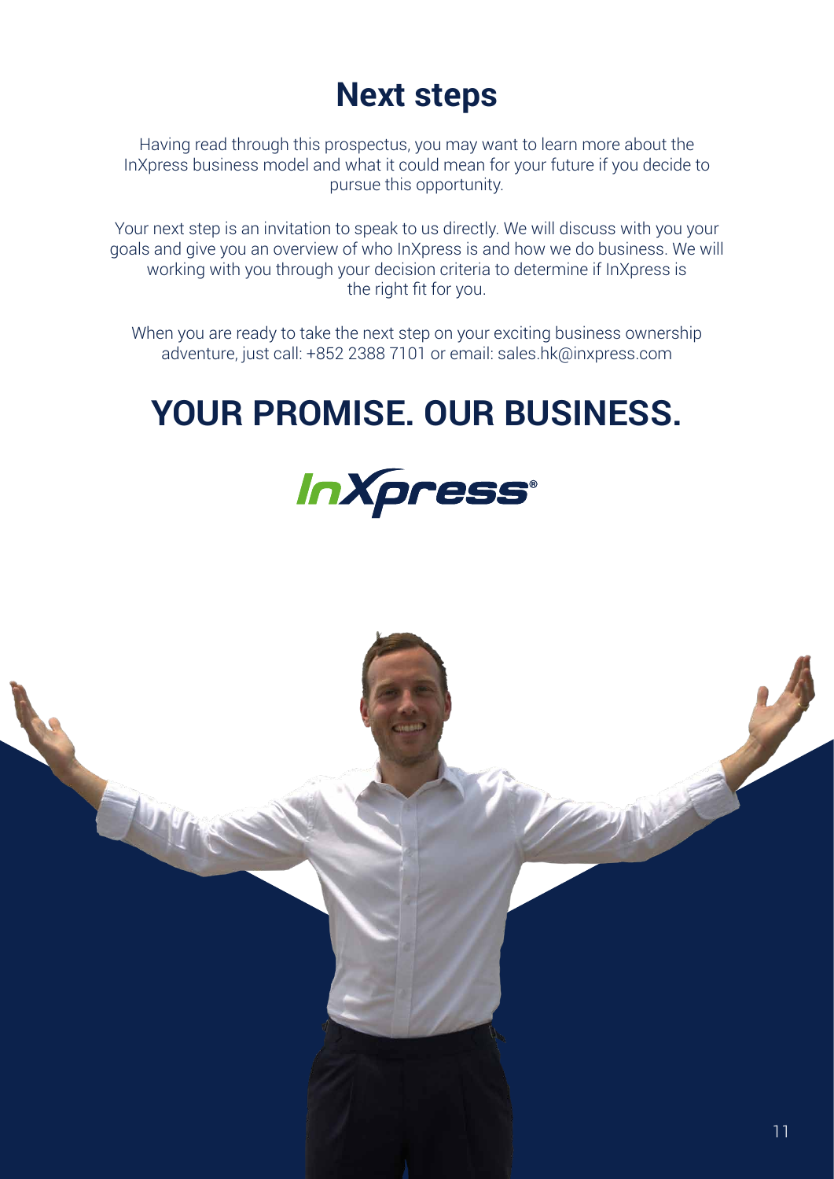# Next steps

Having read through this prospectus, you may want to learn more about the InXpress business model and what it could mean for your future if you decide to pursue this opportunity.

Your next step is an invitation to speak to us directly. We will discuss with you your goals and give you an overview of who InXpress is and how we do business. We will working with you through your decision criteria to determine if InXpress is the right fit for you.

When you are ready to take the next step on your exciting business ownership adventure, just call: +852 2388 7101 or email: sales.hk@inxpress.com

## YOUR PROMISE. OUR BUSINESS.

InXpress®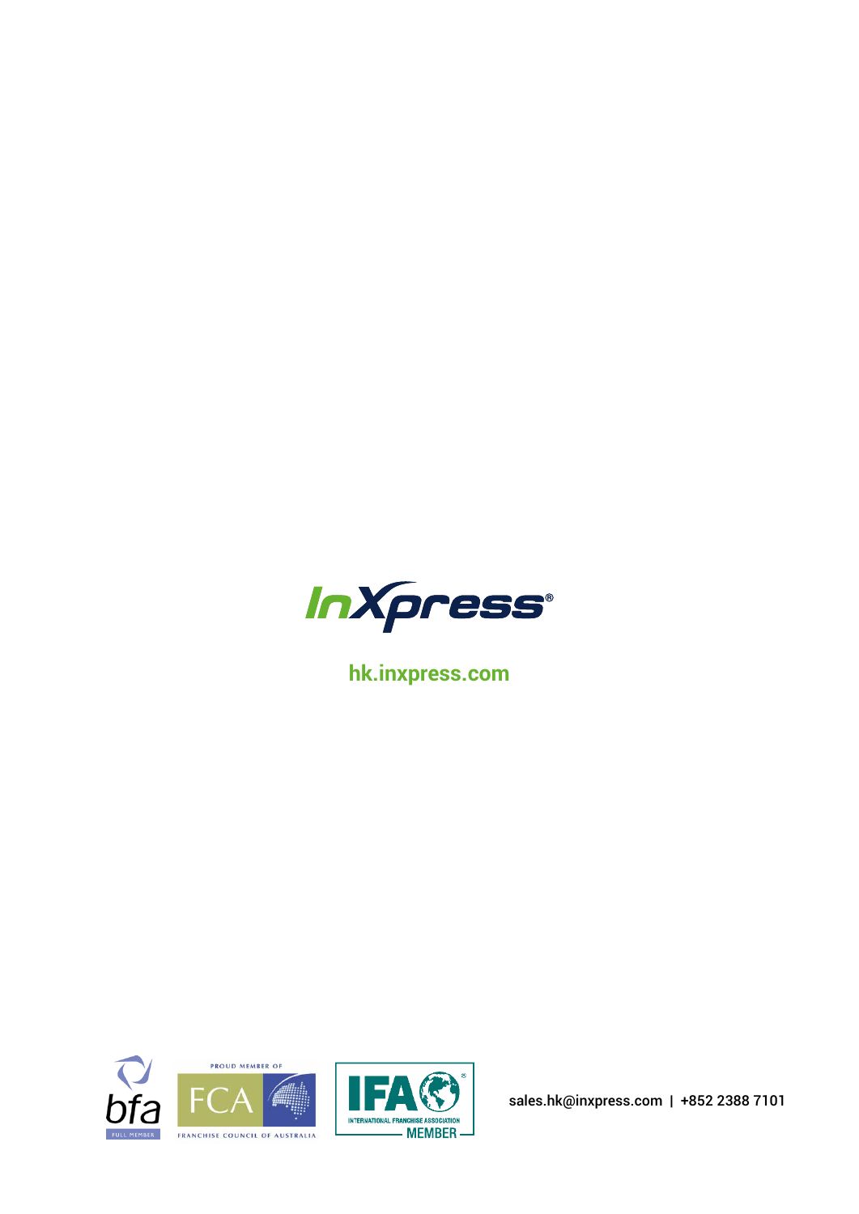InXpress®

hk.inxpress.com

sales.hk@inxpress.com | +852 2388 7101